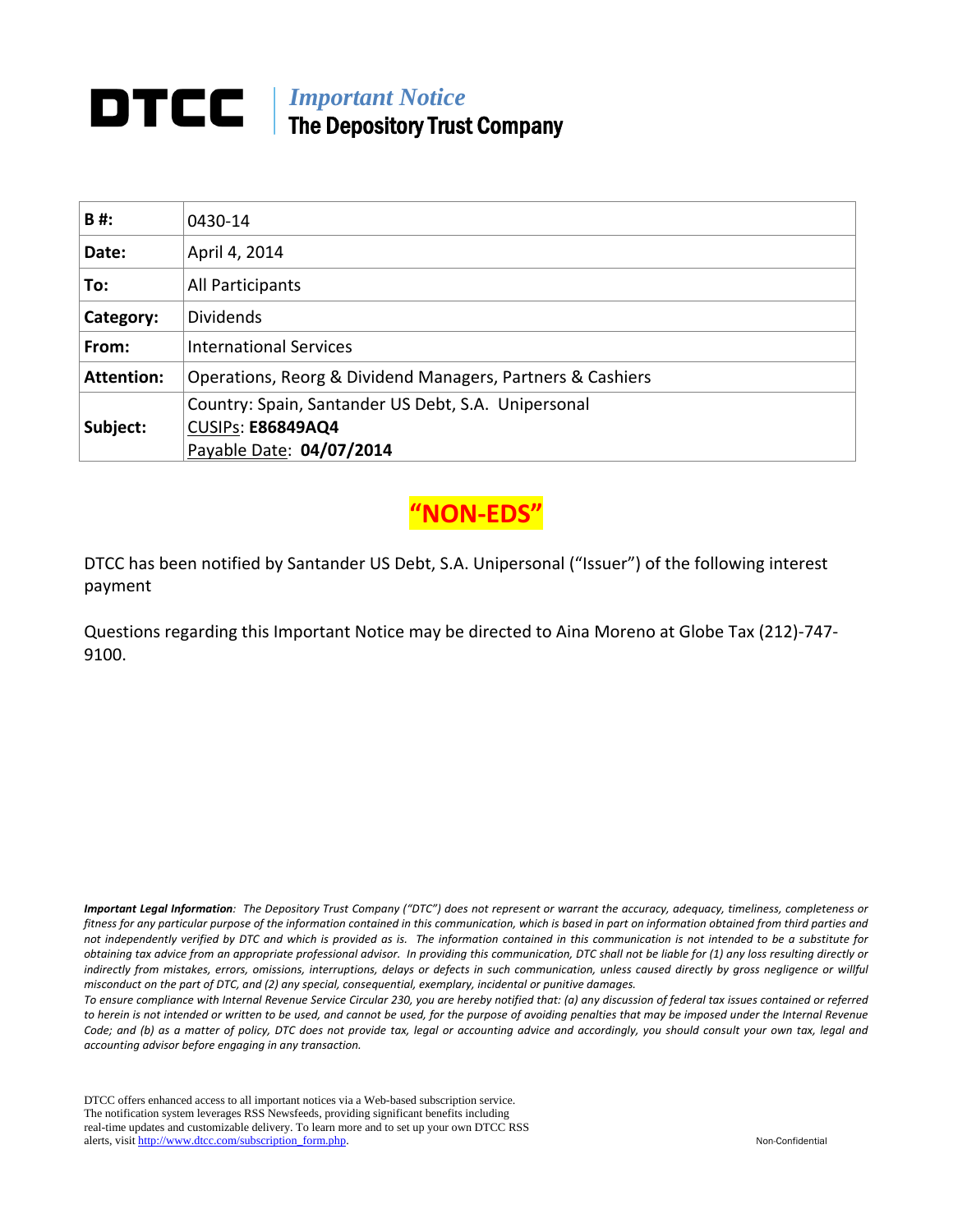# DTCC | *Important Notice*
## The Depository Trust Company

| **B #:** | 0430-14 |
|---|---|
| **Date:** | April 4, 2014 |
| **To:** | All Participants |
| **Category:** | Dividends |
| **From:** | International Services |
| **Attention:** | Operations, Reorg & Dividend Managers, Partners & Cashiers |
| **Subject:** | Country: Spain, Santander US Debt, S.A. Unipersonal<br>CUSIPs: **E86849AQ4**<br>Payable Date: **04/07/2014** |

**"NON-EDS"**

DTCC has been notified by Santander US Debt, S.A. Unipersonal ("Issuer") of the following interest payment

Questions regarding this Important Notice may be directed to Aina Moreno at Globe Tax (212)-747-9100.

***Important Legal Information**: The Depository Trust Company ("DTC") does not represent or warrant the accuracy, adequacy, timeliness, completeness or fitness for any particular purpose of the information contained in this communication, which is based in part on information obtained from third parties and not independently verified by DTC and which is provided as is. The information contained in this communication is not intended to be a substitute for obtaining tax advice from an appropriate professional advisor. In providing this communication, DTC shall not be liable for (1) any loss resulting directly or indirectly from mistakes, errors, omissions, interruptions, delays or defects in such communication, unless caused directly by gross negligence or willful misconduct on the part of DTC, and (2) any special, consequential, exemplary, incidental or punitive damages.*

*To ensure compliance with Internal Revenue Service Circular 230, you are hereby notified that: (a) any discussion of federal tax issues contained or referred to herein is not intended or written to be used, and cannot be used, for the purpose of avoiding penalties that may be imposed under the Internal Revenue Code; and (b) as a matter of policy, DTC does not provide tax, legal or accounting advice and accordingly, you should consult your own tax, legal and accounting advisor before engaging in any transaction.*

DTCC offers enhanced access to all important notices via a Web-based subscription service. The notification system leverages RSS Newsfeeds, providing significant benefits including real-time updates and customizable delivery. To learn more and to set up your own DTCC RSS alerts, visit http://www.dtcc.com/subscription_form.php.

Non-Confidential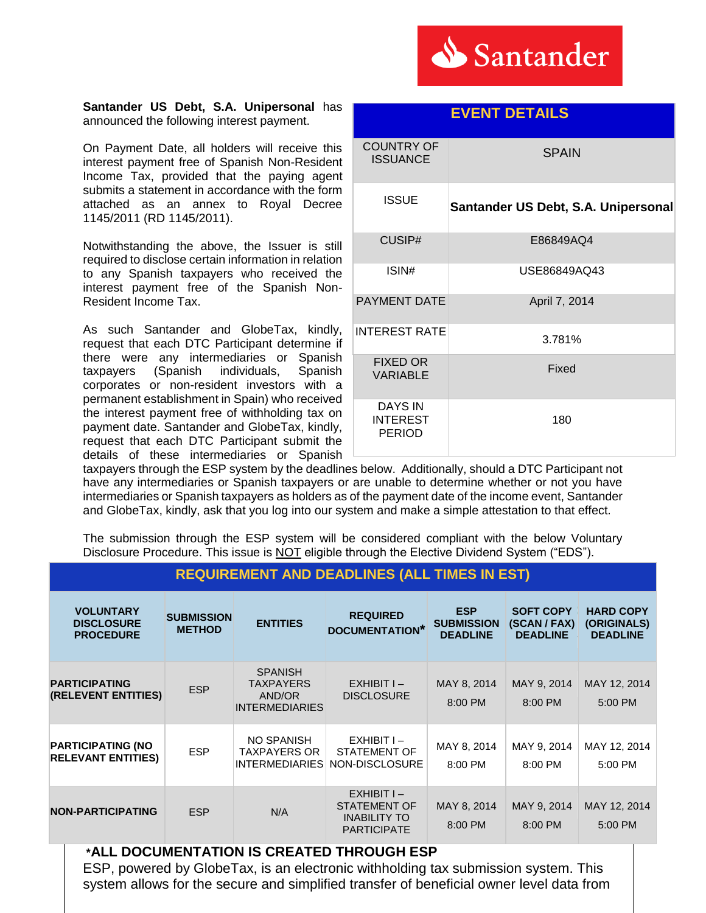Santander

**Santander US Debt, S.A. Unipersonal** has announced the following interest payment.

On Payment Date, all holders will receive this interest payment free of Spanish Non-Resident Income Tax, provided that the paying agent submits a statement in accordance with the form attached as an annex to Royal Decree 1145/2011 (RD 1145/2011).

Notwithstanding the above, the Issuer is still required to disclose certain information in relation to any Spanish taxpayers who received the interest payment free of the Spanish Non-Resident Income Tax.

As such Santander and GlobeTax, kindly, request that each DTC Participant determine if there were any intermediaries or Spanish taxpayers (Spanish individuals, Spanish corporates or non-resident investors with a permanent establishment in Spain) who received the interest payment free of withholding tax on payment date. Santander and GlobeTax, kindly, request that each DTC Participant submit the details of these intermediaries or Spanish taxpayers through the ESP system by the deadlines below. Additionally, should a DTC Participant not have any intermediaries or Spanish taxpayers or are unable to determine whether or not you have intermediaries or Spanish taxpayers as holders as of the payment date of the income event, Santander and GlobeTax, kindly, ask that you log into our system and make a simple attestation to that effect.

| EVENT DETAILS | |
|---|---|
| COUNTRY OF ISSUANCE | SPAIN |
| ISSUE | **Santander US Debt, S.A. Unipersonal** |
| CUSIP# | E86849AQ4 |
| ISIN# | USE86849AQ43 |
| PAYMENT DATE | April 7, 2014 |
| INTEREST RATE | 3.781% |
| FIXED OR VARIABLE | Fixed |
| DAYS IN INTEREST PERIOD | 180 |

The submission through the ESP system will be considered compliant with the below Voluntary Disclosure Procedure. This issue is NOT eligible through the Elective Dividend System ("EDS").

| REQUIREMENT AND DEADLINES (ALL TIMES IN EST) | | | | | | |
|---|---|---|---|---|---|---|
| **VOLUNTARY DISCLOSURE PROCEDURE** | **SUBMISSION METHOD** | **ENTITIES** | **REQUIRED DOCUMENTATION*** | **ESP SUBMISSION DEADLINE** | **SOFT COPY (SCAN / FAX) DEADLINE** | **HARD COPY (ORIGINALS) DEADLINE** |
| **PARTICIPATING (RELEVENT ENTITIES)** | ESP | SPANISH TAXPAYERS AND/OR INTERMEDIARIES | EXHIBIT I – DISCLOSURE | MAY 8, 2014 8:00 PM | MAY 9, 2014 8:00 PM | MAY 12, 2014 5:00 PM |
| **PARTICIPATING (NO RELEVANT ENTITIES)** | ESP | NO SPANISH TAXPAYERS OR INTERMEDIARIES | EXHIBIT I – STATEMENT OF NON-DISCLOSURE | MAY 8, 2014 8:00 PM | MAY 9, 2014 8:00 PM | MAY 12, 2014 5:00 PM |
| **NON-PARTICIPATING** | ESP | N/A | EXHIBIT I – STATEMENT OF INABILITY TO PARTICIPATE | MAY 8, 2014 8:00 PM | MAY 9, 2014 8:00 PM | MAY 12, 2014 5:00 PM |

***ALL DOCUMENTATION IS CREATED THROUGH ESP**

ESP, powered by GlobeTax, is an electronic withholding tax submission system. This system allows for the secure and simplified transfer of beneficial owner level data from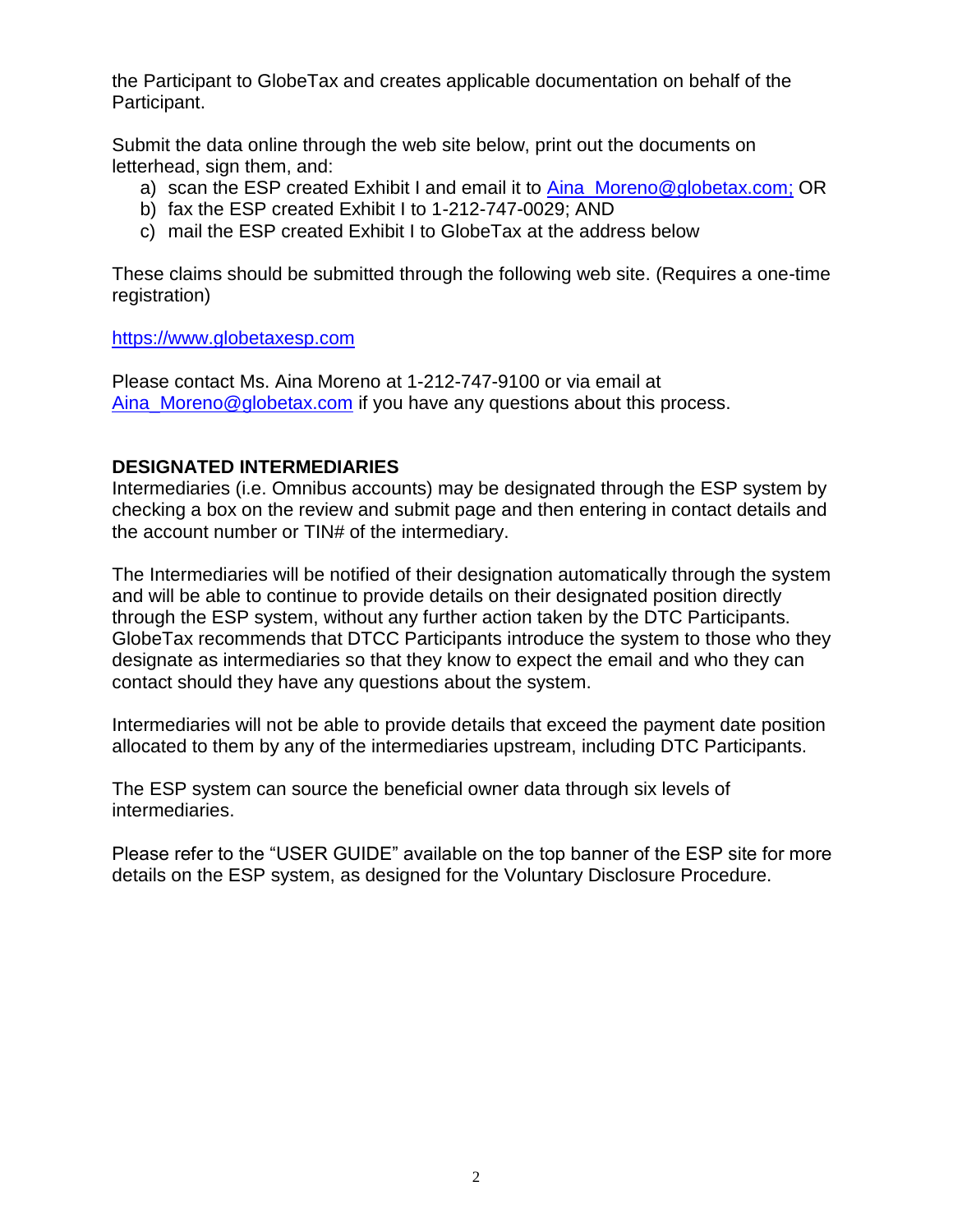the Participant to GlobeTax and creates applicable documentation on behalf of the Participant.

Submit the data online through the web site below, print out the documents on letterhead, sign them, and:

a) scan the ESP created Exhibit I and email it to Aina_Moreno@globetax.com; OR
b) fax the ESP created Exhibit I to 1-212-747-0029; AND
c) mail the ESP created Exhibit I to GlobeTax at the address below

These claims should be submitted through the following web site. (Requires a one-time registration)

https://www.globetaxesp.com

Please contact Ms. Aina Moreno at 1-212-747-9100 or via email at Aina_Moreno@globetax.com if you have any questions about this process.

**DESIGNATED INTERMEDIARIES**

Intermediaries (i.e. Omnibus accounts) may be designated through the ESP system by checking a box on the review and submit page and then entering in contact details and the account number or TIN# of the intermediary.

The Intermediaries will be notified of their designation automatically through the system and will be able to continue to provide details on their designated position directly through the ESP system, without any further action taken by the DTC Participants. GlobeTax recommends that DTCC Participants introduce the system to those who they designate as intermediaries so that they know to expect the email and who they can contact should they have any questions about the system.

Intermediaries will not be able to provide details that exceed the payment date position allocated to them by any of the intermediaries upstream, including DTC Participants.

The ESP system can source the beneficial owner data through six levels of intermediaries.

Please refer to the "USER GUIDE" available on the top banner of the ESP site for more details on the ESP system, as designed for the Voluntary Disclosure Procedure.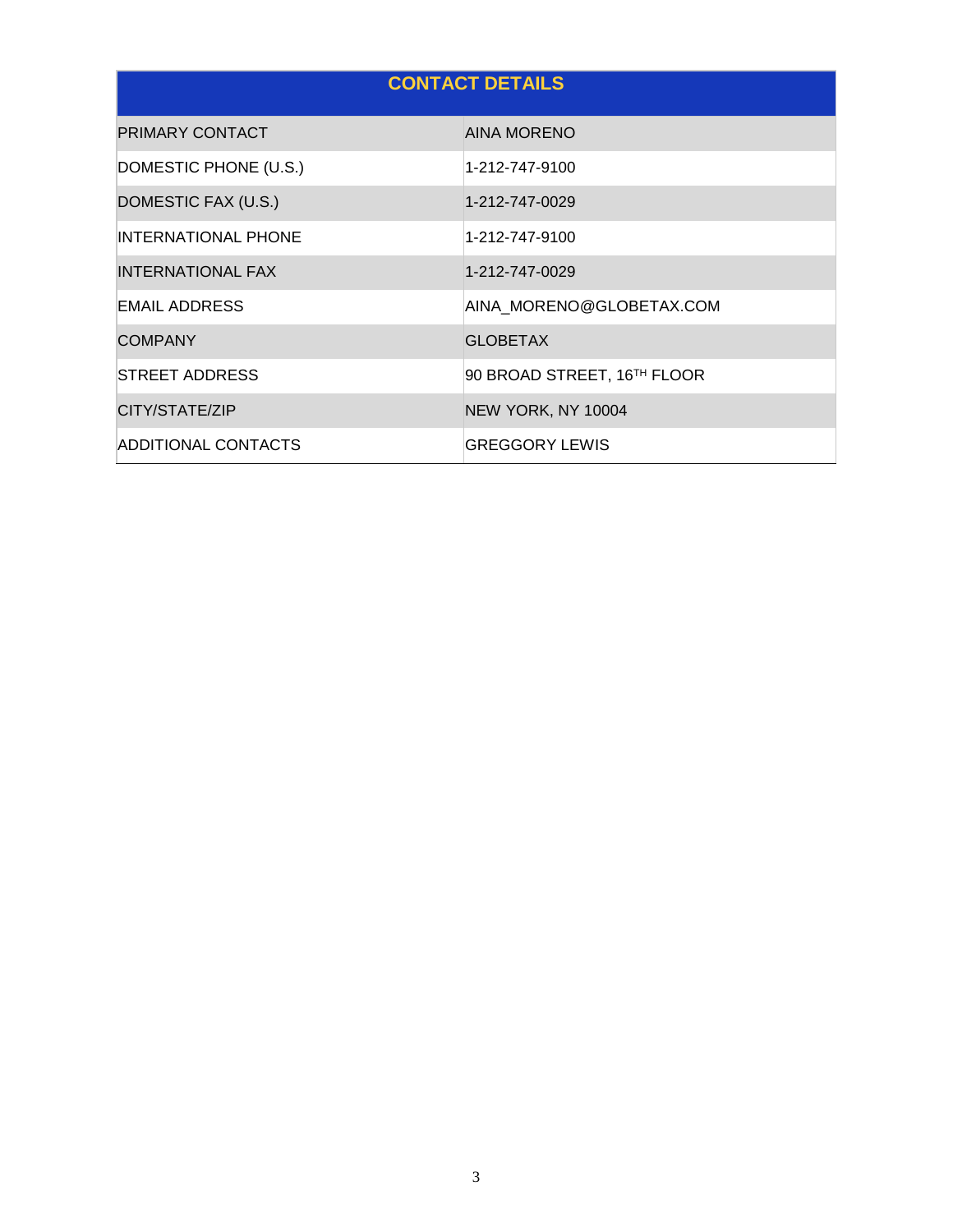| CONTACT DETAILS | |
|---|---|
| PRIMARY CONTACT | AINA MORENO |
| DOMESTIC PHONE (U.S.) | 1-212-747-9100 |
| DOMESTIC FAX (U.S.) | 1-212-747-0029 |
| INTERNATIONAL PHONE | 1-212-747-9100 |
| INTERNATIONAL FAX | 1-212-747-0029 |
| EMAIL ADDRESS | AINA_MORENO@GLOBETAX.COM |
| COMPANY | GLOBETAX |
| STREET ADDRESS | 90 BROAD STREET, 16TH FLOOR |
| CITY/STATE/ZIP | NEW YORK, NY 10004 |
| ADDITIONAL CONTACTS | GREGGORY LEWIS |